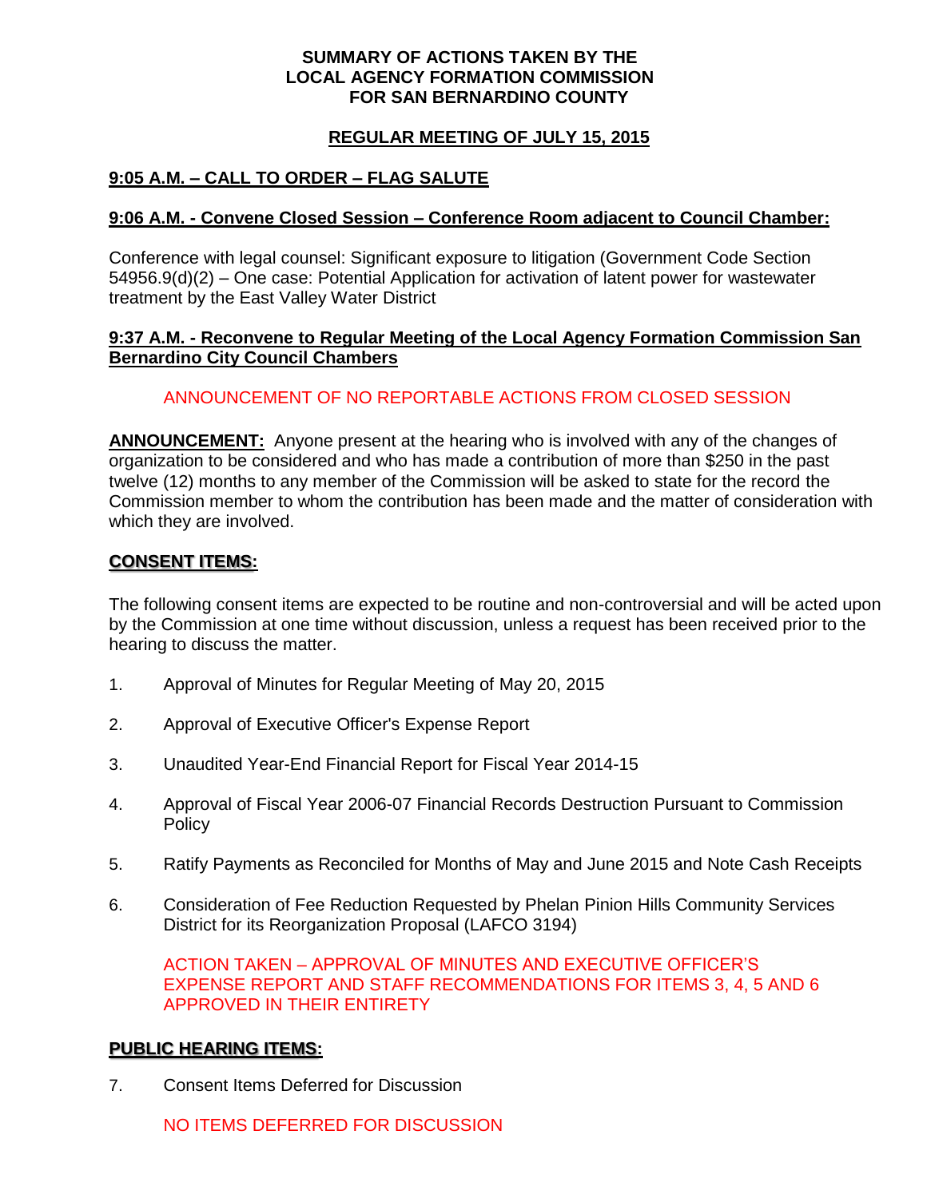# SUMMARY OF ACTIONS TAKEN BY THE LOCAL AGENCY FORMATION COMMISSION FOR SAN BERNARDINO COUNTY

## REGULAR MEETING OF JULY 15, 2015

### 9:05 A.M. – CALL TO ORDER – FLAG SALUTE

### 9:06 A.M. - Convene Closed Session – Conference Room adjacent to Council Chamber:

Conference with legal counsel: Significant exposure to litigation (Government Code Section 54956.9(d)(2) – One case: Potential Application for activation of latent power for wastewater treatment by the East Valley Water District

### 9:37 A.M. - Reconvene to Regular Meeting of the Local Agency Formation Commission San Bernardino City Council Chambers

ANNOUNCEMENT OF NO REPORTABLE ACTIONS FROM CLOSED SESSION

**ANNOUNCEMENT:** Anyone present at the hearing who is involved with any of the changes of organization to be considered and who has made a contribution of more than $250 in the past twelve (12) months to any member of the Commission will be asked to state for the record the Commission member to whom the contribution has been made and the matter of consideration with which they are involved.

### CONSENT ITEMS:

The following consent items are expected to be routine and non-controversial and will be acted upon by the Commission at one time without discussion, unless a request has been received prior to the hearing to discuss the matter.

1. Approval of Minutes for Regular Meeting of May 20, 2015
2. Approval of Executive Officer's Expense Report
3. Unaudited Year-End Financial Report for Fiscal Year 2014-15
4. Approval of Fiscal Year 2006-07 Financial Records Destruction Pursuant to Commission Policy
5. Ratify Payments as Reconciled for Months of May and June 2015 and Note Cash Receipts
6. Consideration of Fee Reduction Requested by Phelan Pinion Hills Community Services District for its Reorganization Proposal (LAFCO 3194)

ACTION TAKEN – APPROVAL OF MINUTES AND EXECUTIVE OFFICER'S EXPENSE REPORT AND STAFF RECOMMENDATIONS FOR ITEMS 3, 4, 5 AND 6 APPROVED IN THEIR ENTIRETY

### PUBLIC HEARING ITEMS:

7. Consent Items Deferred for Discussion

NO ITEMS DEFERRED FOR DISCUSSION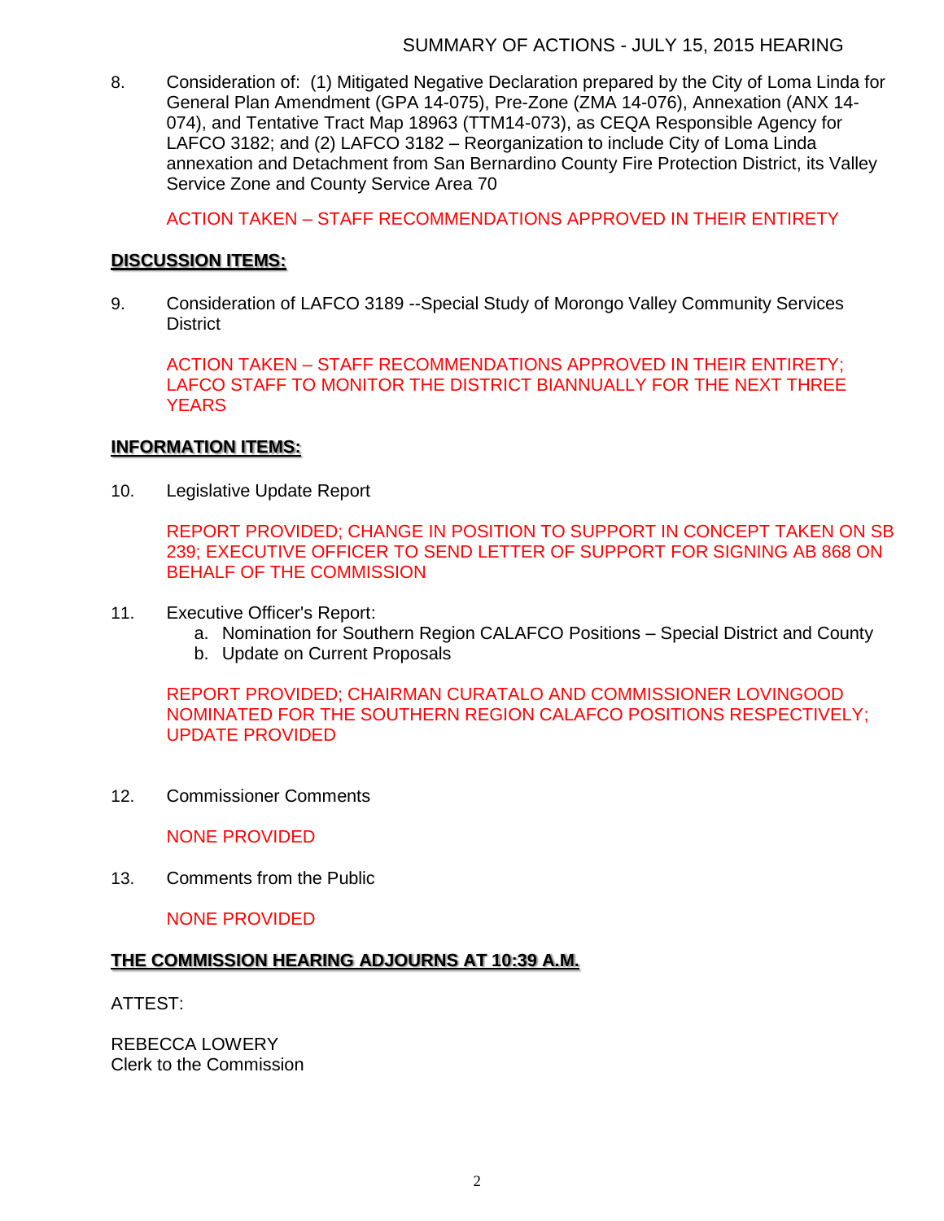8. Consideration of: (1) Mitigated Negative Declaration prepared by the City of Loma Linda for General Plan Amendment (GPA 14-075), Pre-Zone (ZMA 14-076), Annexation (ANX 14-074), and Tentative Tract Map 18963 (TTM14-073), as CEQA Responsible Agency for LAFCO 3182; and (2) LAFCO 3182 – Reorganization to include City of Loma Linda annexation and Detachment from San Bernardino County Fire Protection District, its Valley Service Zone and County Service Area 70

   ACTION TAKEN – STAFF RECOMMENDATIONS APPROVED IN THEIR ENTIRETY

## DISCUSSION ITEMS:

9. Consideration of LAFCO 3189 --Special Study of Morongo Valley Community Services District

   ACTION TAKEN – STAFF RECOMMENDATIONS APPROVED IN THEIR ENTIRETY; LAFCO STAFF TO MONITOR THE DISTRICT BIANNUALLY FOR THE NEXT THREE YEARS

## INFORMATION ITEMS:

10. Legislative Update Report

    REPORT PROVIDED; CHANGE IN POSITION TO SUPPORT IN CONCEPT TAKEN ON SB 239; EXECUTIVE OFFICER TO SEND LETTER OF SUPPORT FOR SIGNING AB 868 ON BEHALF OF THE COMMISSION

11. Executive Officer's Report:
    a. Nomination for Southern Region CALAFCO Positions – Special District and County
    b. Update on Current Proposals

    REPORT PROVIDED; CHAIRMAN CURATALO AND COMMISSIONER LOVINGOOD NOMINATED FOR THE SOUTHERN REGION CALAFCO POSITIONS RESPECTIVELY; UPDATE PROVIDED

12. Commissioner Comments

    NONE PROVIDED

13. Comments from the Public

    NONE PROVIDED

## THE COMMISSION HEARING ADJOURNS AT 10:39 A.M.

ATTEST:

REBECCA LOWERY
Clerk to the Commission